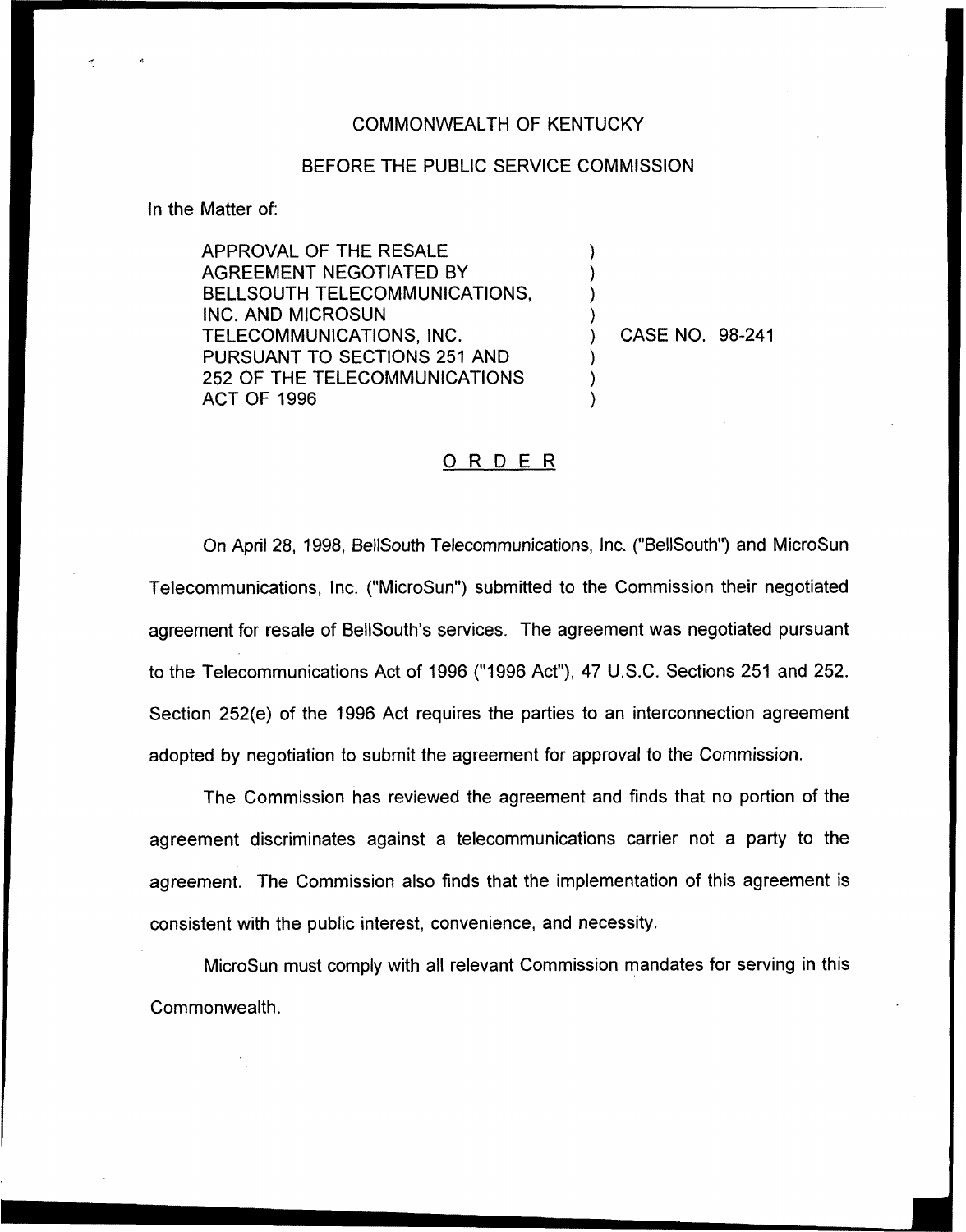COMMONWEALTH OF KENTUCKY

BEFORE THE PUBLIC SERVICE COMMISSION

In the Matter of:

APPROVAL OF THE RESALE AGREEMENT NEGOTIATED BY BELLSOUTH TELECOMMUNICATIONS, INC. AND MICROSUN TELECOMMUNICATIONS, INC. PURSUANT TO SECTIONS 251 AND 252 OF THE TELECOMMUNICATIONS ACT OF 1996 ) CASE NO. 98-241

## ORDER

On April 28, 1998, BellSouth Telecommunications, Inc. ("BellSouth") and MicroSun Telecommunications, Inc. ("MicroSun") submitted to the Commission their negotiated agreement for resale of BellSouth's services. The agreement was negotiated pursuant to the Telecommunications Act of 1996 ("1996 Act"), 47 U.S.C. Sections 251 and 252. Section 252(e) of the 1996 Act requires the parties to an interconnection agreement adopted by negotiation to submit the agreement for approval to the Commission.

The Commission has reviewed the agreement and finds that no portion of the agreement discriminates against a telecommunications carrier not a party to the agreement. The Commission also finds that the implementation of this agreement is consistent with the public interest, convenience, and necessity.

MicroSun must comply with all relevant Commission mandates for serving in this Commonwealth.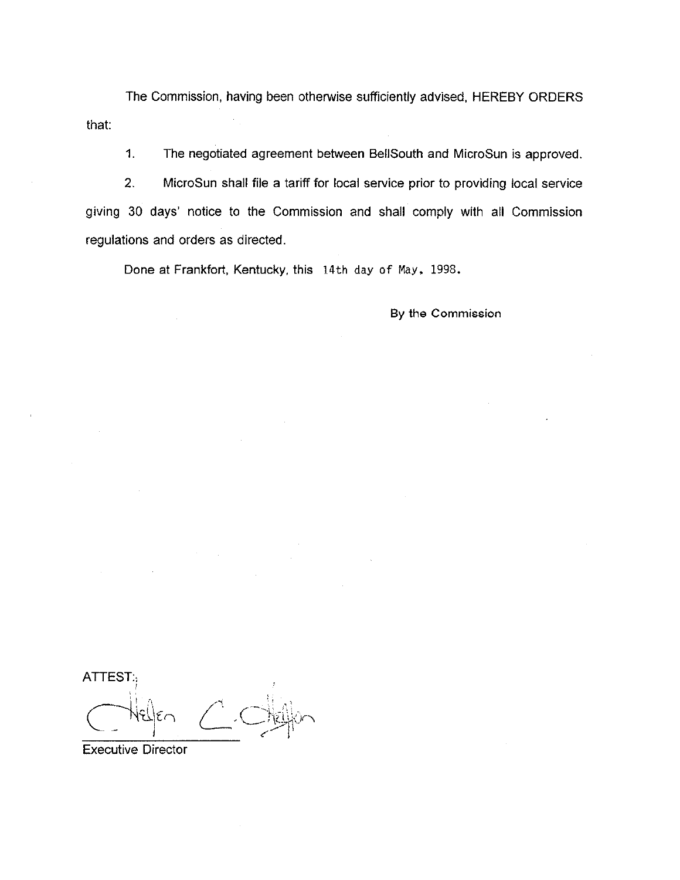The Commission, having been otherwise sufficiently advised, HEREBY ORDERS that:

1. The negotiated agreement between BellSouth and MicroSun is approved.

2. MicroSun shall file a tariff for local service prior to providing local service giving 30 days' notice to the Commission and shall comply with all Commission regulations and orders as directed.

Done at Frankfort, Kentucky, this 14th day of May, 1998.

By the Commission

ATTEST:

Executive Director